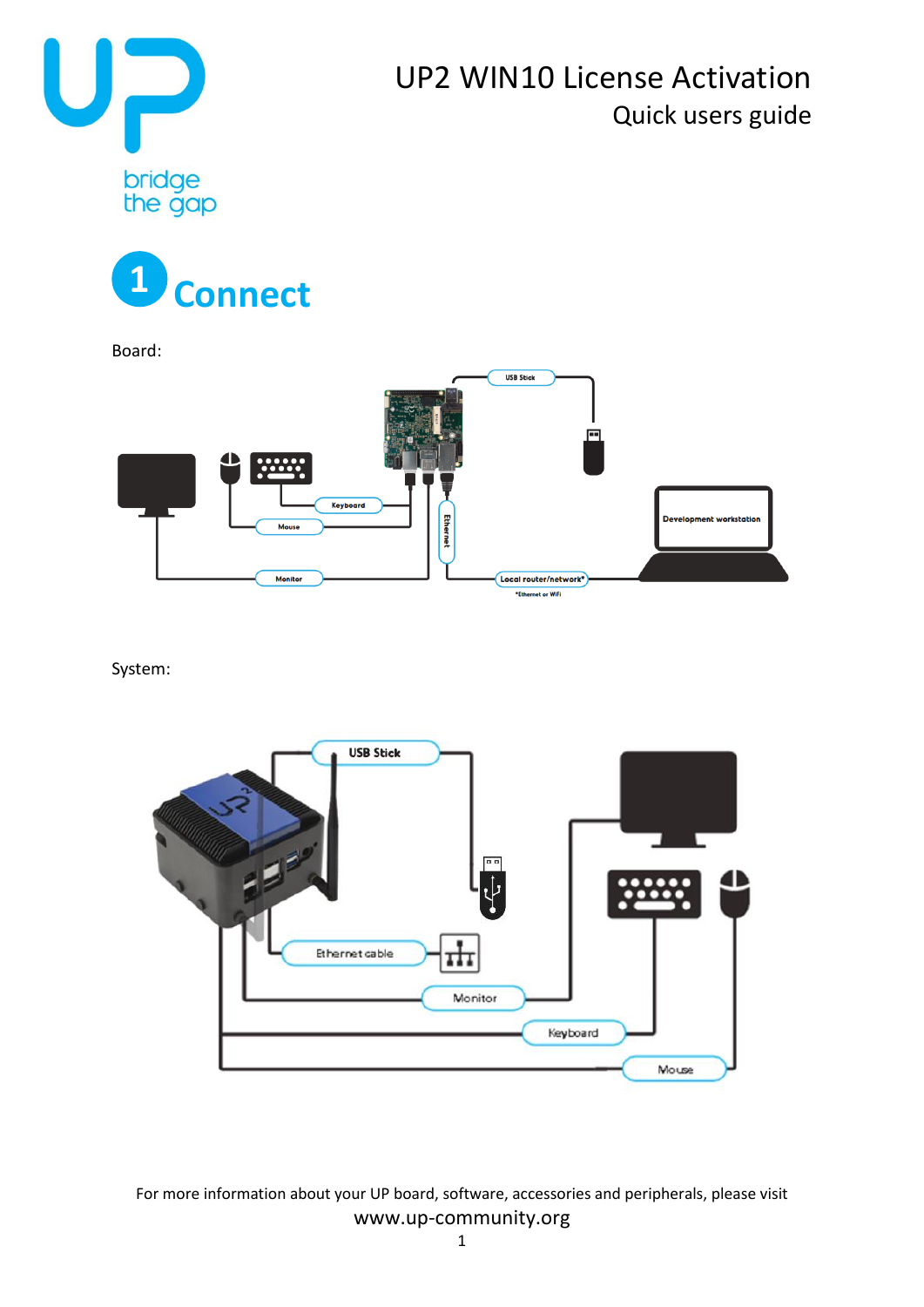# UP2 WIN10 License Activation

## Quick users guide

## 1 Connect

Board:

System:

For more information about your UP board, software, accessories and peripherals, please visit
www.up-community.org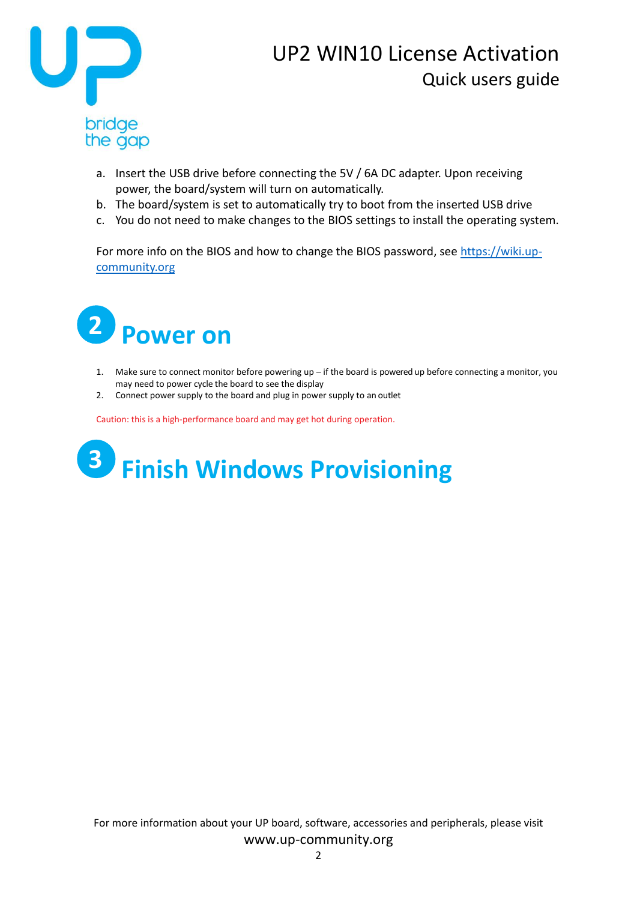a. Insert the USB drive before connecting the 5V / 6A DC adapter. Upon receiving power, the board/system will turn on automatically.
b. The board/system is set to automatically try to boot from the inserted USB drive
c. You do not need to make changes to the BIOS settings to install the operating system.

For more info on the BIOS and how to change the BIOS password, see [https://wiki.up-community.org](https://wiki.up-community.org)

## 2 Power on

1. Make sure to connect monitor before powering up – if the board is powered up before connecting a monitor, you may need to power cycle the board to see the display
2. Connect power supply to the board and plug in power supply to an outlet

Caution: this is a high-performance board and may get hot during operation.

## 3 Finish Windows Provisioning

For more information about your UP board, software, accessories and peripherals, please visit www.up-community.org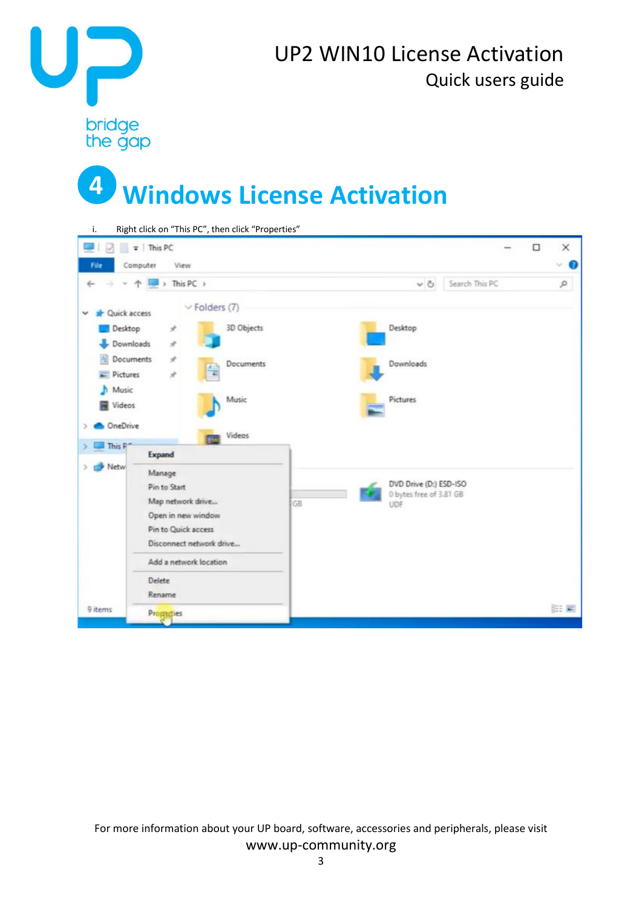# 4 Windows License Activation

i. Right click on “This PC”, then click “Properties”

For more information about your UP board, software, accessories and peripherals, please visit www.up-community.org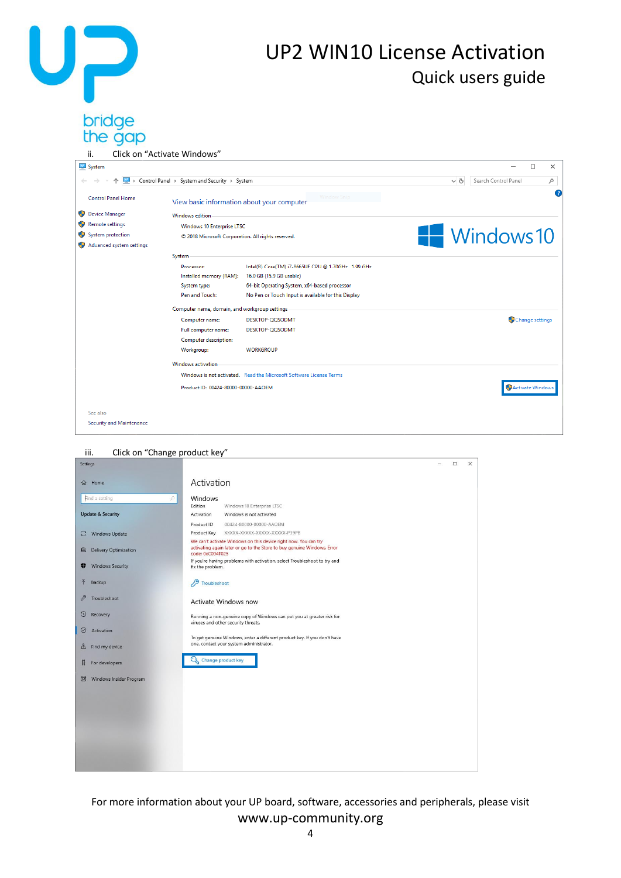ii. Click on "Activate Windows"

iii. Click on "Change product key"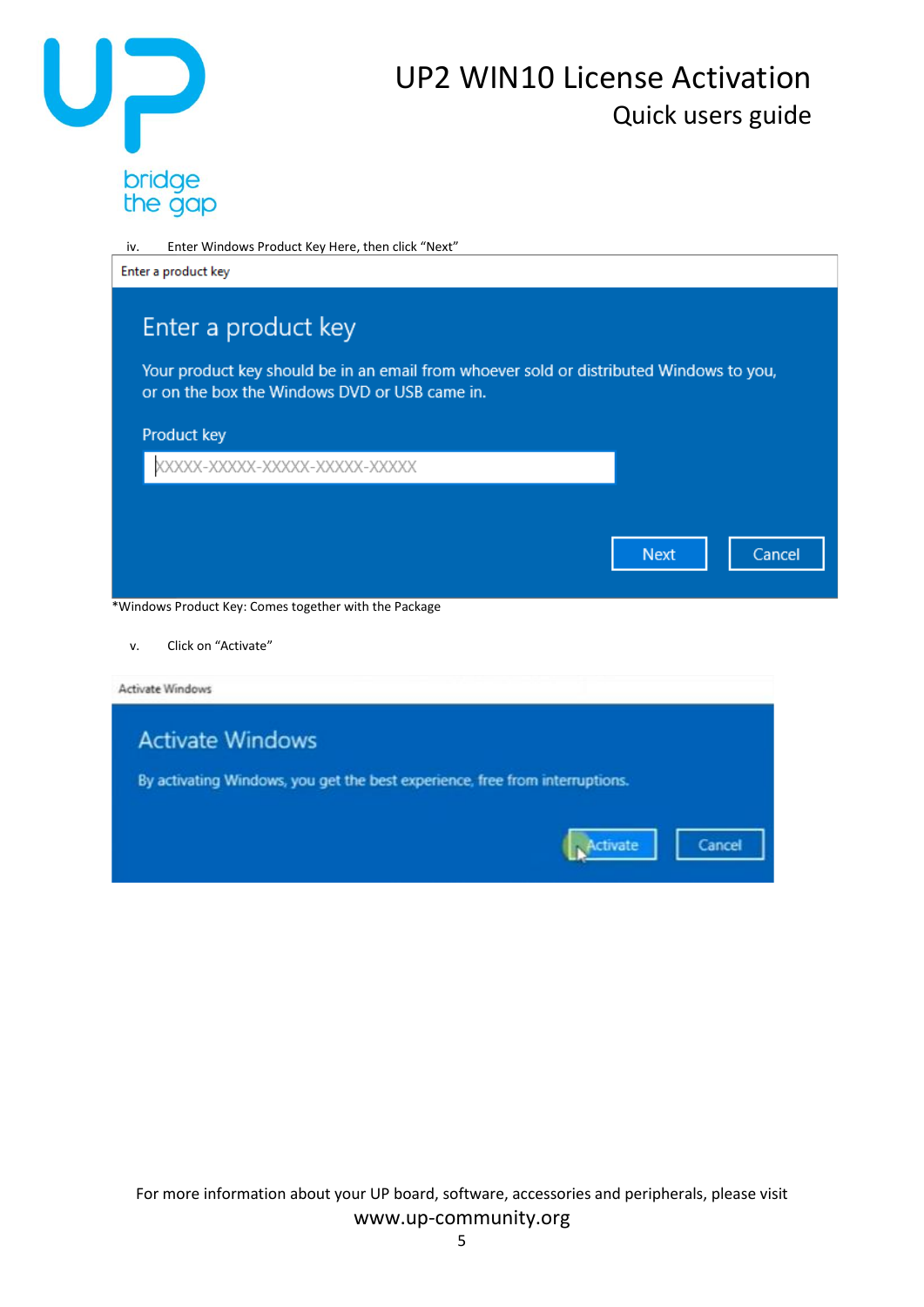iv. Enter Windows Product Key Here, then click "Next"

Enter a product key

Enter a product key

Your product key should be in an email from whoever sold or distributed Windows to you, or on the box the Windows DVD or USB came in.

Product key

XXXXX-XXXXX-XXXXX-XXXXX-XXXXX

Next Cancel

*Windows Product Key: Comes together with the Package

v. Click on "Activate"

Activate Windows

Activate Windows

By activating Windows, you get the best experience, free from interruptions.

Activate Cancel

For more information about your UP board, software, accessories and peripherals, please visit www.up-community.org